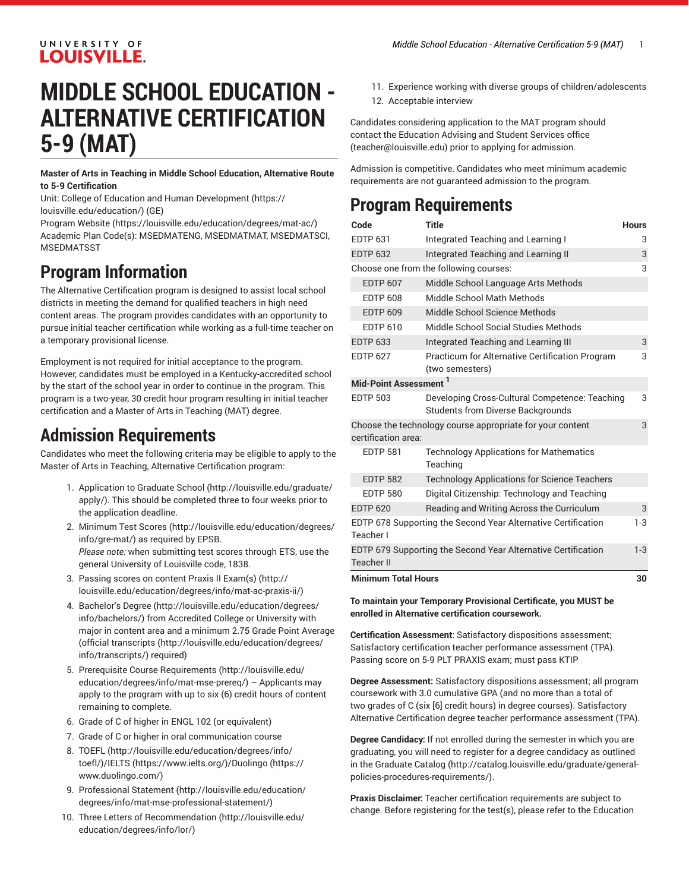# MIDDLE SCHOOL EDUCATION - ALTERNATIVE CERTIFICATION 5-9 (MAT)

**Master of Arts in Teaching in Middle School Education, Alternative Route to 5-9 Certification**

Unit: College of Education and Human Development (https://louisville.edu/education/) (GE)
Program Website (https://louisville.edu/education/degrees/mat-ac/)
Academic Plan Code(s): MSEDMATENG, MSEDMATMAT, MSEDMATSCI, MSEDMATSST

## Program Information

The Alternative Certification program is designed to assist local school districts in meeting the demand for qualified teachers in high need content areas. The program provides candidates with an opportunity to pursue initial teacher certification while working as a full-time teacher on a temporary provisional license.

Employment is not required for initial acceptance to the program. However, candidates must be employed in a Kentucky-accredited school by the start of the school year in order to continue in the program. This program is a two-year, 30 credit hour program resulting in initial teacher certification and a Master of Arts in Teaching (MAT) degree.

## Admission Requirements

Candidates who meet the following criteria may be eligible to apply to the Master of Arts in Teaching, Alternative Certification program:

1. Application to Graduate School (http://louisville.edu/graduate/apply/). This should be completed three to four weeks prior to the application deadline.
2. Minimum Test Scores (http://louisville.edu/education/degrees/info/gre-mat/) as required by EPSB.
   *Please note:* when submitting test scores through ETS, use the general University of Louisville code, 1838.
3. Passing scores on content Praxis II Exam(s) (http://louisville.edu/education/degrees/info/mat-ac-praxis-ii/)
4. Bachelor's Degree (http://louisville.edu/education/degrees/info/bachelors/) from Accredited College or University with major in content area and a minimum 2.75 Grade Point Average (official transcripts (http://louisville.edu/education/degrees/info/transcripts/) required)
5. Prerequisite Course Requirements (http://louisville.edu/education/degrees/info/mat-mse-prereq/) – Applicants may apply to the program with up to six (6) credit hours of content remaining to complete.
6. Grade of C of higher in ENGL 102 (or equivalent)
7. Grade of C or higher in oral communication course
8. TOEFL (http://louisville.edu/education/degrees/info/toefl/)/IELTS (https://www.ielts.org/)/Duolingo (https://www.duolingo.com/)
9. Professional Statement (http://louisville.edu/education/degrees/info/mat-mse-professional-statement/)
10. Three Letters of Recommendation (http://louisville.edu/education/degrees/info/lor/)
11. Experience working with diverse groups of children/adolescents
12. Acceptable interview

Candidates considering application to the MAT program should contact the Education Advising and Student Services office (teacher@louisville.edu) prior to applying for admission.

Admission is competitive. Candidates who meet minimum academic requirements are not guaranteed admission to the program.

## Program Requirements

| Code | Title | Hours |
|---|---|---|
| EDTP 631 | Integrated Teaching and Learning I | 3 |
| EDTP 632 | Integrated Teaching and Learning II | 3 |
| Choose one from the following courses: | | 3 |
| EDTP 607 | Middle School Language Arts Methods | |
| EDTP 608 | Middle School Math Methods | |
| EDTP 609 | Middle School Science Methods | |
| EDTP 610 | Middle School Social Studies Methods | |
| EDTP 633 | Integrated Teaching and Learning III | 3 |
| EDTP 627 | Practicum for Alternative Certification Program (two semesters) | 3 |
| **Mid-Point Assessment** [1] | | |
| EDTP 503 | Developing Cross-Cultural Competence: Teaching Students from Diverse Backgrounds | 3 |
| Choose the technology course appropriate for your content certification area: | | 3 |
| EDTP 581 | Technology Applications for Mathematics Teaching | |
| EDTP 582 | Technology Applications for Science Teachers | |
| EDTP 580 | Digital Citizenship: Technology and Teaching | |
| EDTP 620 | Reading and Writing Across the Curriculum | 3 |
| EDTP 678 Supporting the Second Year Alternative Certification Teacher I | | 1-3 |
| EDTP 679 Supporting the Second Year Alternative Certification Teacher II | | 1-3 |
| **Minimum Total Hours** | | **30** |

**To maintain your Temporary Provisional Certificate, you MUST be enrolled in Alternative certification coursework.**

**Certification Assessment**: Satisfactory dispositions assessment; Satisfactory certification teacher performance assessment (TPA). Passing score on 5-9 PLT PRAXIS exam; must pass KTIP

**Degree Assessment:** Satisfactory dispositions assessment; all program coursework with 3.0 cumulative GPA (and no more than a total of two grades of C (six [6] credit hours) in degree courses). Satisfactory Alternative Certification degree teacher performance assessment (TPA).

**Degree Candidacy:** If not enrolled during the semester in which you are graduating, you will need to register for a degree candidacy as outlined in the Graduate Catalog (http://catalog.louisville.edu/graduate/general-policies-procedures-requirements/).

**Praxis Disclaimer:** Teacher certification requirements are subject to change. Before registering for the test(s), please refer to the Education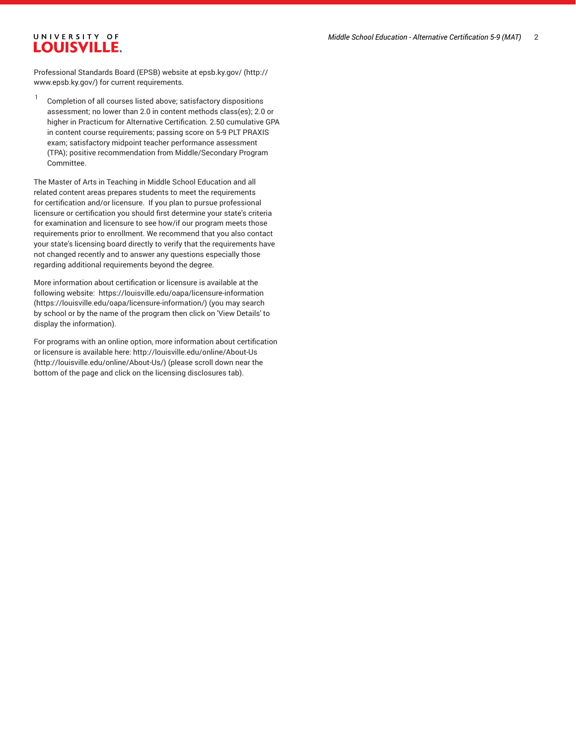Professional Standards Board (EPSB) website at epsb.ky.gov/ (http://www.epsb.ky.gov/) for current requirements.

[1] Completion of all courses listed above; satisfactory dispositions assessment; no lower than 2.0 in content methods class(es); 2.0 or higher in Practicum for Alternative Certification. 2.50 cumulative GPA in content course requirements; passing score on 5-9 PLT PRAXIS exam; satisfactory midpoint teacher performance assessment (TPA); positive recommendation from Middle/Secondary Program Committee.

The Master of Arts in Teaching in Middle School Education and all related content areas prepares students to meet the requirements for certification and/or licensure. If you plan to pursue professional licensure or certification you should first determine your state's criteria for examination and licensure to see how/if our program meets those requirements prior to enrollment. We recommend that you also contact your state's licensing board directly to verify that the requirements have not changed recently and to answer any questions especially those regarding additional requirements beyond the degree.

More information about certification or licensure is available at the following website: https://louisville.edu/oapa/licensure-information (https://louisville.edu/oapa/licensure-information/) (you may search by school or by the name of the program then click on 'View Details' to display the information).

For programs with an online option, more information about certification or licensure is available here: http://louisville.edu/online/About-Us (http://louisville.edu/online/About-Us/) (please scroll down near the bottom of the page and click on the licensing disclosures tab).